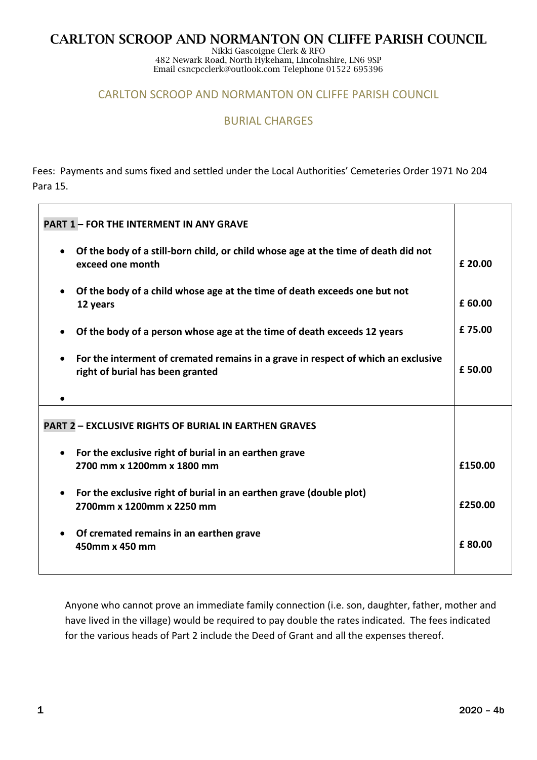# CARLTON SCROOP AND NORMANTON ON CLIFFE PARISH COUNCIL

Nikki Gascoigne Clerk & RFO
482 Newark Road, North Hykeham, Lincolnshire, LN6 9SP
Email csncpcclerk@outlook.com Telephone 01522 695396

## CARLTON SCROOP AND NORMANTON ON CLIFFE PARISH COUNCIL

## BURIAL CHARGES

Fees: Payments and sums fixed and settled under the Local Authorities' Cemeteries Order 1971 No 204 Para 15.

| **PART 1 – FOR THE INTERMENT IN ANY GRAVE** | |
|---|---|
| • **Of the body of a still-born child, or child whose age at the time of death did not exceed one month** | **£ 20.00** |
| • **Of the body of a child whose age at the time of death exceeds one but not 12 years** | **£ 60.00** |
| • **Of the body of a person whose age at the time of death exceeds 12 years** | **£ 75.00** |
| • **For the interment of cremated remains in a grave in respect of which an exclusive right of burial has been granted** | **£ 50.00** |
| • | |
| **PART 2 – EXCLUSIVE RIGHTS OF BURIAL IN EARTHEN GRAVES** | |
| • **For the exclusive right of burial in an earthen grave 2700 mm x 1200mm x 1800 mm** | **£150.00** |
| • **For the exclusive right of burial in an earthen grave (double plot) 2700mm x 1200mm x 2250 mm** | **£250.00** |
| • **Of cremated remains in an earthen grave 450mm x 450 mm** | **£ 80.00** |

Anyone who cannot prove an immediate family connection (i.e. son, daughter, father, mother and have lived in the village) would be required to pay double the rates indicated. The fees indicated for the various heads of Part 2 include the Deed of Grant and all the expenses thereof.

2020 – 4b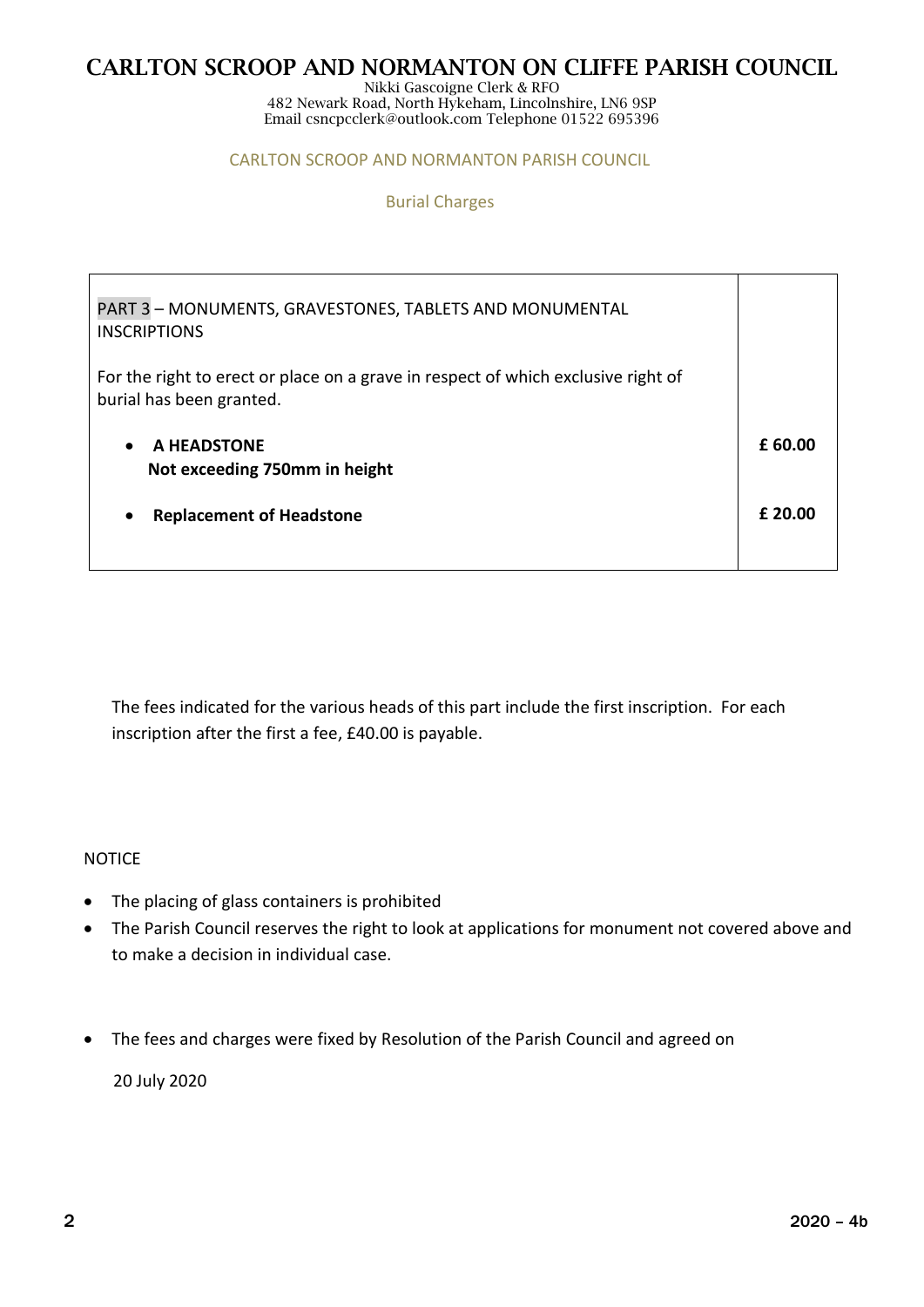# CARLTON SCROOP AND NORMANTON ON CLIFFE PARISH COUNCIL

Nikki Gascoigne Clerk & RFO
482 Newark Road, North Hykeham, Lincolnshire, LN6 9SP
Email csncpcclerk@outlook.com Telephone 01522 695396

CARLTON SCROOP AND NORMANTON PARISH COUNCIL

Burial Charges

| | |
|---|---|
| PART 3 – MONUMENTS, GRAVESTONES, TABLETS AND MONUMENTAL INSCRIPTIONS<br><br>For the right to erect or place on a grave in respect of which exclusive right of burial has been granted. | |
| • **A HEADSTONE**<br>**Not exceeding 750mm in height** | **£ 60.00** |
| • **Replacement of Headstone** | **£ 20.00** |

The fees indicated for the various heads of this part include the first inscription. For each inscription after the first a fee, £40.00 is payable.

NOTICE

- The placing of glass containers is prohibited
- The Parish Council reserves the right to look at applications for monument not covered above and to make a decision in individual case.

- The fees and charges were fixed by Resolution of the Parish Council and agreed on

  20 July 2020

2020 – 4b